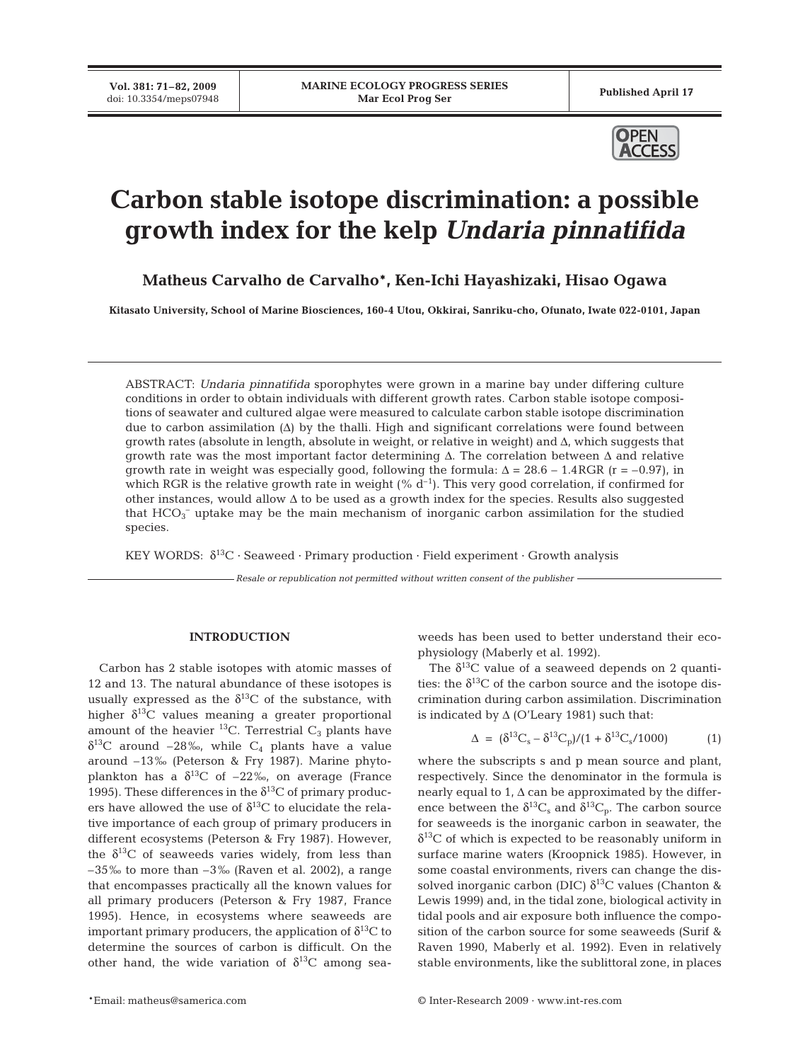# Carbon stable isotope discrimination: a possible growth index for the kelp *Undaria pinnatifida*

**Matheus Carvalho de Carvalho\*, Ken-Ichi Hayashizaki, Hisao Ogawa**

**Kitasato University, School of Marine Biosciences, 160-4 Utou, Okkirai, Sanriku-cho, Ofunato, Iwate 022-0101, Japan**

ABSTRACT: *Undaria pinnatifida* sporophytes were grown in a marine bay under differing culture conditions in order to obtain individuals with different growth rates. Carbon stable isotope compositions of seawater and cultured algae were measured to calculate carbon stable isotope discrimination due to carbon assimilation (Δ) by the thalli. High and significant correlations were found between growth rates (absolute in length, absolute in weight, or relative in weight) and Δ, which suggests that growth rate was the most important factor determining Δ. The correlation between Δ and relative growth rate in weight was especially good, following the formula: $\Delta = 28.6 - 1.4\text{RGR}$ ($r = -0.97$), in which RGR is the relative growth rate in weight (% $d^{-1}$). This very good correlation, if confirmed for other instances, would allow Δ to be used as a growth index for the species. Results also suggested that $HCO_3^-$ uptake may be the main mechanism of inorganic carbon assimilation for the studied species.

KEY WORDS: $\delta^{13}C$ · Seaweed · Primary production · Field experiment · Growth analysis

*Resale or republication not permitted without written consent of the publisher*

## INTRODUCTION

Carbon has 2 stable isotopes with atomic masses of 12 and 13. The natural abundance of these isotopes is usually expressed as the $\delta^{13}C$ of the substance, with higher $\delta^{13}C$ values meaning a greater proportional amount of the heavier $^{13}C$. Terrestrial $C_3$ plants have $\delta^{13}C$ around −28‰, while $C_4$ plants have a value around −13‰ (Peterson & Fry 1987). Marine phytoplankton has a $\delta^{13}C$ of −22‰, on average (France 1995). These differences in the $\delta^{13}C$ of primary producers have allowed the use of $\delta^{13}C$ to elucidate the relative importance of each group of primary producers in different ecosystems (Peterson & Fry 1987). However, the $\delta^{13}C$ of seaweeds varies widely, from less than −35‰ to more than −3‰ (Raven et al. 2002), a range that encompasses practically all the known values for all primary producers (Peterson & Fry 1987, France 1995). Hence, in ecosystems where seaweeds are important primary producers, the application of $\delta^{13}C$ to determine the sources of carbon is difficult. On the other hand, the wide variation of $\delta^{13}C$ among seaweeds has been used to better understand their ecophysiology (Maberly et al. 1992).

The $\delta^{13}C$ value of a seaweed depends on 2 quantities: the $\delta^{13}C$ of the carbon source and the isotope discrimination during carbon assimilation. Discrimination is indicated by Δ (O'Leary 1981) such that:

$$\Delta = (\delta^{13}C_s - \delta^{13}C_p)/(1 + \delta^{13}C_s/1000) \qquad (1)$$

where the subscripts s and p mean source and plant, respectively. Since the denominator in the formula is nearly equal to 1, Δ can be approximated by the difference between the $\delta^{13}C_s$ and $\delta^{13}C_p$. The carbon source for seaweeds is the inorganic carbon in seawater, the $\delta^{13}C$ of which is expected to be reasonably uniform in surface marine waters (Kroopnick 1985). However, in some coastal environments, rivers can change the dissolved inorganic carbon (DIC) $\delta^{13}C$ values (Chanton & Lewis 1999) and, in the tidal zone, biological activity in tidal pools and air exposure both influence the composition of the carbon source for some seaweeds (Surif & Raven 1990, Maberly et al. 1992). Even in relatively stable environments, like the sublittoral zone, in places

\*Email: matheus@samerica.com

© Inter-Research 2009 · www.int-res.com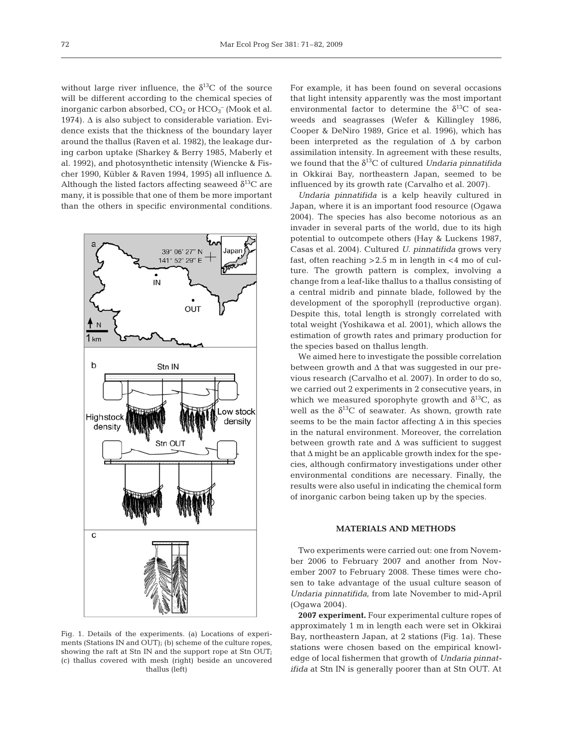without large river influence, the $\delta^{13}C$ of the source will be different according to the chemical species of inorganic carbon absorbed, $CO_2$ or $HCO_3^-$ (Mook et al. 1974). $\Delta$ is also subject to considerable variation. Evidence exists that the thickness of the boundary layer around the thallus (Raven et al. 1982), the leakage during carbon uptake (Sharkey & Berry 1985, Maberly et al. 1992), and photosynthetic intensity (Wiencke & Fischer 1990, Kübler & Raven 1994, 1995) all influence $\Delta$. Although the listed factors affecting seaweed $\delta^{13}C$ are many, it is possible that one of them be more important than the others in specific environmental conditions.

Fig. 1. Details of the experiments. (a) Locations of experiments (Stations IN and OUT); (b) scheme of the culture ropes, showing the raft at Stn IN and the support rope at Stn OUT; (c) thallus covered with mesh (right) beside an uncovered thallus (left)

For example, it has been found on several occasions that light intensity apparently was the most important environmental factor to determine the $\delta^{13}C$ of seaweeds and seagrasses (Wefer & Killingley 1986, Cooper & DeNiro 1989, Grice et al. 1996), which has been interpreted as the regulation of $\Delta$ by carbon assimilation intensity. In agreement with these results, we found that the $\delta^{13}C$ of cultured *Undaria pinnatifida* in Okkirai Bay, northeastern Japan, seemed to be influenced by its growth rate (Carvalho et al. 2007).

*Undaria pinnatifida* is a kelp heavily cultured in Japan, where it is an important food resource (Ogawa 2004). The species has also become notorious as an invader in several parts of the world, due to its high potential to outcompete others (Hay & Luckens 1987, Casas et al. 2004). Cultured *U. pinnatifida* grows very fast, often reaching >2.5 m in length in <4 mo of culture. The growth pattern is complex, involving a change from a leaf-like thallus to a thallus consisting of a central midrib and pinnate blade, followed by the development of the sporophyll (reproductive organ). Despite this, total length is strongly correlated with total weight (Yoshikawa et al. 2001), which allows the estimation of growth rates and primary production for the species based on thallus length.

We aimed here to investigate the possible correlation between growth and $\Delta$ that was suggested in our previous research (Carvalho et al. 2007). In order to do so, we carried out 2 experiments in 2 consecutive years, in which we measured sporophyte growth and $\delta^{13}C$, as well as the $\delta^{13}C$ of seawater. As shown, growth rate seems to be the main factor affecting $\Delta$ in this species in the natural environment. Moreover, the correlation between growth rate and $\Delta$ was sufficient to suggest that $\Delta$ might be an applicable growth index for the species, although confirmatory investigations under other environmental conditions are necessary. Finally, the results were also useful in indicating the chemical form of inorganic carbon being taken up by the species.

## MATERIALS AND METHODS

Two experiments were carried out: one from November 2006 to February 2007 and another from November 2007 to February 2008. These times were chosen to take advantage of the usual culture season of *Undaria pinnatifida*, from late November to mid-April (Ogawa 2004).

**2007 experiment.** Four experimental culture ropes of approximately 1 m in length each were set in Okkirai Bay, northeastern Japan, at 2 stations (Fig. 1a). These stations were chosen based on the empirical knowledge of local fishermen that growth of *Undaria pinnatifida* at Stn IN is generally poorer than at Stn OUT. At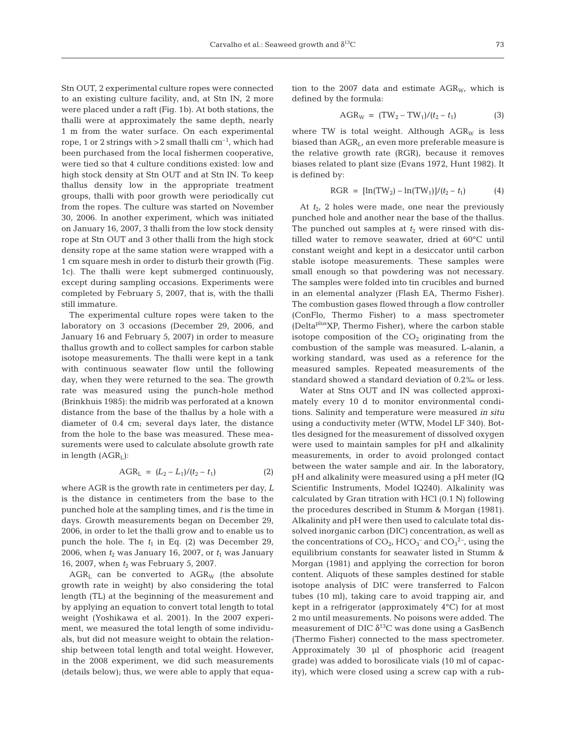Stn OUT, 2 experimental culture ropes were connected to an existing culture facility, and, at Stn IN, 2 more were placed under a raft (Fig. 1b). At both stations, the thalli were at approximately the same depth, nearly 1 m from the water surface. On each experimental rope, 1 or 2 strings with >2 small thalli $cm^{-1}$, which had been purchased from the local fishermen cooperative, were tied so that 4 culture conditions existed: low and high stock density at Stn OUT and at Stn IN. To keep thallus density low in the appropriate treatment groups, thalli with poor growth were periodically cut from the ropes. The culture was started on November 30, 2006. In another experiment, which was initiated on January 16, 2007, 3 thalli from the low stock density rope at Stn OUT and 3 other thalli from the high stock density rope at the same station were wrapped with a 1 cm square mesh in order to disturb their growth (Fig. 1c). The thalli were kept submerged continuously, except during sampling occasions. Experiments were completed by February 5, 2007, that is, with the thalli still immature.

The experimental culture ropes were taken to the laboratory on 3 occasions (December 29, 2006, and January 16 and February 5, 2007) in order to measure thallus growth and to collect samples for carbon stable isotope measurements. The thalli were kept in a tank with continuous seawater flow until the following day, when they were returned to the sea. The growth rate was measured using the punch-hole method (Brinkhuis 1985): the midrib was perforated at a known distance from the base of the thallus by a hole with a diameter of 0.4 cm; several days later, the distance from the hole to the base was measured. These measurements were used to calculate absolute growth rate in length ($AGR_L$):

$$AGR_L = (L_2 - L_1)/(t_2 - t_1) \tag{2}$$

where AGR is the growth rate in centimeters per day, $L$ is the distance in centimeters from the base to the punched hole at the sampling times, and $t$ is the time in days. Growth measurements began on December 29, 2006, in order to let the thalli grow and to enable us to punch the hole. The $t_1$ in Eq. (2) was December 29, 2006, when $t_2$ was January 16, 2007, or $t_1$ was January 16, 2007, when $t_2$ was February 5, 2007.

$AGR_L$ can be converted to $AGR_W$ (the absolute growth rate in weight) by also considering the total length (TL) at the beginning of the measurement and by applying an equation to convert total length to total weight (Yoshikawa et al. 2001). In the 2007 experiment, we measured the total length of some individuals, but did not measure weight to obtain the relationship between total length and total weight. However, in the 2008 experiment, we did such measurements (details below); thus, we were able to apply that equation to the 2007 data and estimate $AGR_W$, which is defined by the formula:

$$AGR_W = (TW_2 - TW_1)/(t_2 - t_1) \tag{3}$$

where TW is total weight. Although $AGR_W$ is less biased than $AGR_L$, an even more preferable measure is the relative growth rate (RGR), because it removes biases related to plant size (Evans 1972, Hunt 1982). It is defined by:

$$RGR = [\ln(TW_2) - \ln(TW_1)]/(t_2 - t_1) \tag{4}$$

At $t_2$, 2 holes were made, one near the previously punched hole and another near the base of the thallus. The punched out samples at $t_2$ were rinsed with distilled water to remove seawater, dried at 60°C until constant weight and kept in a desiccator until carbon stable isotope measurements. These samples were small enough so that powdering was not necessary. The samples were folded into tin crucibles and burned in an elemental analyzer (Flash EA, Thermo Fisher). The combustion gases flowed through a flow controller (ConFlo, Thermo Fisher) to a mass spectrometer (Delta[plus]XP, Thermo Fisher), where the carbon stable isotope composition of the $CO_2$ originating from the combustion of the sample was measured. L-alanin, a working standard, was used as a reference for the measured samples. Repeated measurements of the standard showed a standard deviation of 0.2‰ or less.

Water at Stns OUT and IN was collected approximately every 10 d to monitor environmental conditions. Salinity and temperature were measured *in situ* using a conductivity meter (WTW, Model LF 340). Bottles designed for the measurement of dissolved oxygen were used to maintain samples for pH and alkalinity measurements, in order to avoid prolonged contact between the water sample and air. In the laboratory, pH and alkalinity were measured using a pH meter (IQ Scientific Instruments, Model IQ240). Alkalinity was calculated by Gran titration with HCl (0.1 N) following the procedures described in Stumm & Morgan (1981). Alkalinity and pH were then used to calculate total dissolved inorganic carbon (DIC) concentration, as well as the concentrations of $CO_2$, $HCO_3^-$ and $CO_3^{2-}$, using the equilibrium constants for seawater listed in Stumm & Morgan (1981) and applying the correction for boron content. Aliquots of these samples destined for stable isotope analysis of DIC were transferred to Falcon tubes (10 ml), taking care to avoid trapping air, and kept in a refrigerator (approximately 4°C) for at most 2 mo until measurements. No poisons were added. The measurement of DIC $\delta^{13}C$ was done using a GasBench (Thermo Fisher) connected to the mass spectrometer. Approximately 30 µl of phosphoric acid (reagent grade) was added to borosilicate vials (10 ml of capacity), which were closed using a screw cap with a rub-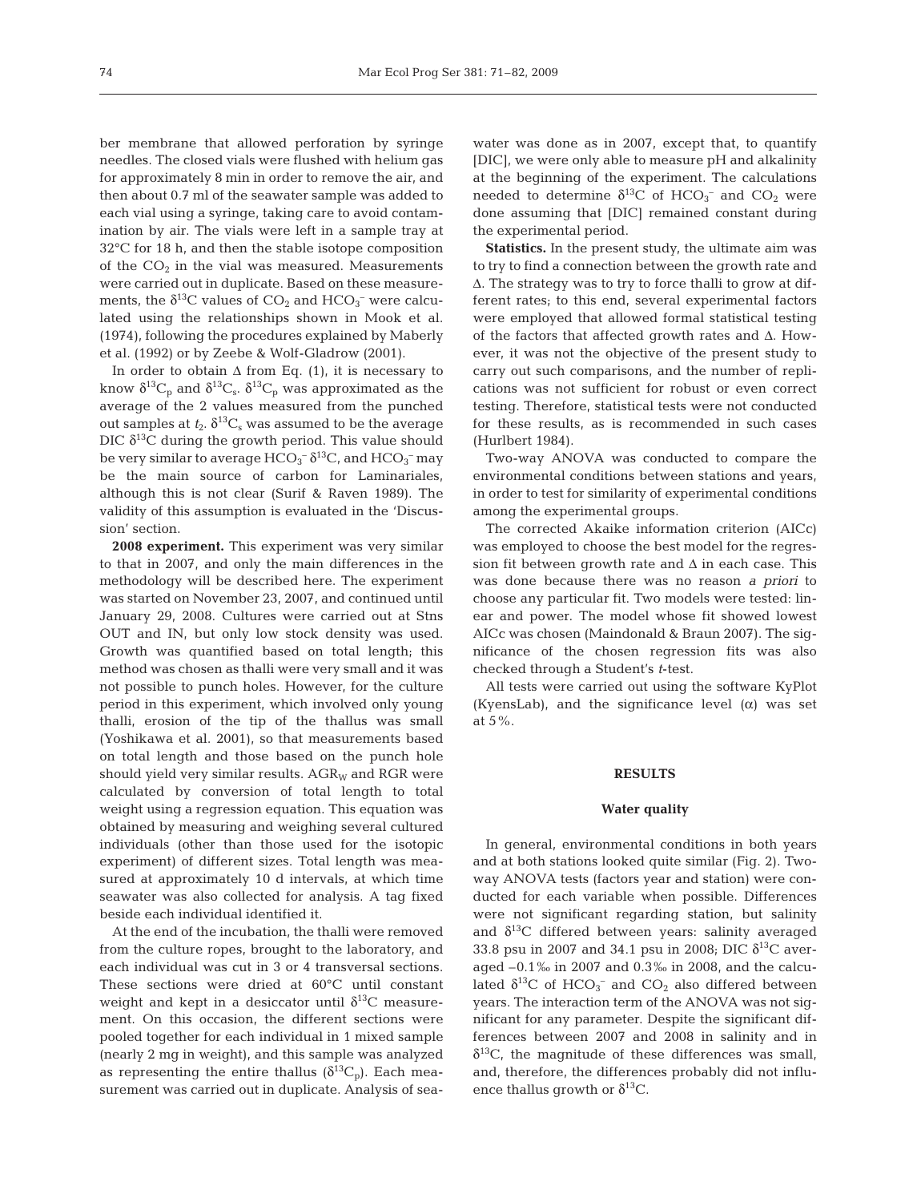ber membrane that allowed perforation by syringe needles. The closed vials were flushed with helium gas for approximately 8 min in order to remove the air, and then about 0.7 ml of the seawater sample was added to each vial using a syringe, taking care to avoid contamination by air. The vials were left in a sample tray at 32°C for 18 h, and then the stable isotope composition of the $CO_2$ in the vial was measured. Measurements were carried out in duplicate. Based on these measurements, the $\delta^{13}C$ values of $CO_2$ and $HCO_3^-$ were calculated using the relationships shown in Mook et al. (1974), following the procedures explained by Maberly et al. (1992) or by Zeebe & Wolf-Gladrow (2001).

In order to obtain $\Delta$ from Eq. (1), it is necessary to know $\delta^{13}C_p$ and $\delta^{13}C_s$. $\delta^{13}C_p$ was approximated as the average of the 2 values measured from the punched out samples at $t_2$. $\delta^{13}C_s$ was assumed to be the average DIC $\delta^{13}C$ during the growth period. This value should be very similar to average $HCO_3^-$ $\delta^{13}C$, and $HCO_3^-$ may be the main source of carbon for Laminariales, although this is not clear (Surif & Raven 1989). The validity of this assumption is evaluated in the 'Discussion' section.

**2008 experiment.** This experiment was very similar to that in 2007, and only the main differences in the methodology will be described here. The experiment was started on November 23, 2007, and continued until January 29, 2008. Cultures were carried out at Stns OUT and IN, but only low stock density was used. Growth was quantified based on total length; this method was chosen as thalli were very small and it was not possible to punch holes. However, for the culture period in this experiment, which involved only young thalli, erosion of the tip of the thallus was small (Yoshikawa et al. 2001), so that measurements based on total length and those based on the punch hole should yield very similar results. $AGR_W$ and RGR were calculated by conversion of total length to total weight using a regression equation. This equation was obtained by measuring and weighing several cultured individuals (other than those used for the isotopic experiment) of different sizes. Total length was measured at approximately 10 d intervals, at which time seawater was also collected for analysis. A tag fixed beside each individual identified it.

At the end of the incubation, the thalli were removed from the culture ropes, brought to the laboratory, and each individual was cut in 3 or 4 transversal sections. These sections were dried at 60°C until constant weight and kept in a desiccator until $\delta^{13}C$ measurement. On this occasion, the different sections were pooled together for each individual in 1 mixed sample (nearly 2 mg in weight), and this sample was analyzed as representing the entire thallus ($\delta^{13}C_p$). Each measurement was carried out in duplicate. Analysis of seawater was done as in 2007, except that, to quantify [DIC], we were only able to measure pH and alkalinity at the beginning of the experiment. The calculations needed to determine $\delta^{13}C$ of $HCO_3^-$ and $CO_2$ were done assuming that [DIC] remained constant during the experimental period.

**Statistics.** In the present study, the ultimate aim was to try to find a connection between the growth rate and $\Delta$. The strategy was to try to force thalli to grow at different rates; to this end, several experimental factors were employed that allowed formal statistical testing of the factors that affected growth rates and $\Delta$. However, it was not the objective of the present study to carry out such comparisons, and the number of replications was not sufficient for robust or even correct testing. Therefore, statistical tests were not conducted for these results, as is recommended in such cases (Hurlbert 1984).

Two-way ANOVA was conducted to compare the environmental conditions between stations and years, in order to test for similarity of experimental conditions among the experimental groups.

The corrected Akaike information criterion (AICc) was employed to choose the best model for the regression fit between growth rate and $\Delta$ in each case. This was done because there was no reason *a priori* to choose any particular fit. Two models were tested: linear and power. The model whose fit showed lowest AICc was chosen (Maindonald & Braun 2007). The significance of the chosen regression fits was also checked through a Student's *t*-test.

All tests were carried out using the software KyPlot (KyensLab), and the significance level ($\alpha$) was set at 5%.

## RESULTS

### Water quality

In general, environmental conditions in both years and at both stations looked quite similar (Fig. 2). Two-way ANOVA tests (factors year and station) were conducted for each variable when possible. Differences were not significant regarding station, but salinity and $\delta^{13}C$ differed between years: salinity averaged 33.8 psu in 2007 and 34.1 psu in 2008; DIC $\delta^{13}C$ averaged –0.1‰ in 2007 and 0.3‰ in 2008, and the calculated $\delta^{13}C$ of $HCO_3^-$ and $CO_2$ also differed between years. The interaction term of the ANOVA was not significant for any parameter. Despite the significant differences between 2007 and 2008 in salinity and in $\delta^{13}C$, the magnitude of these differences was small, and, therefore, the differences probably did not influence thallus growth or $\delta^{13}C$.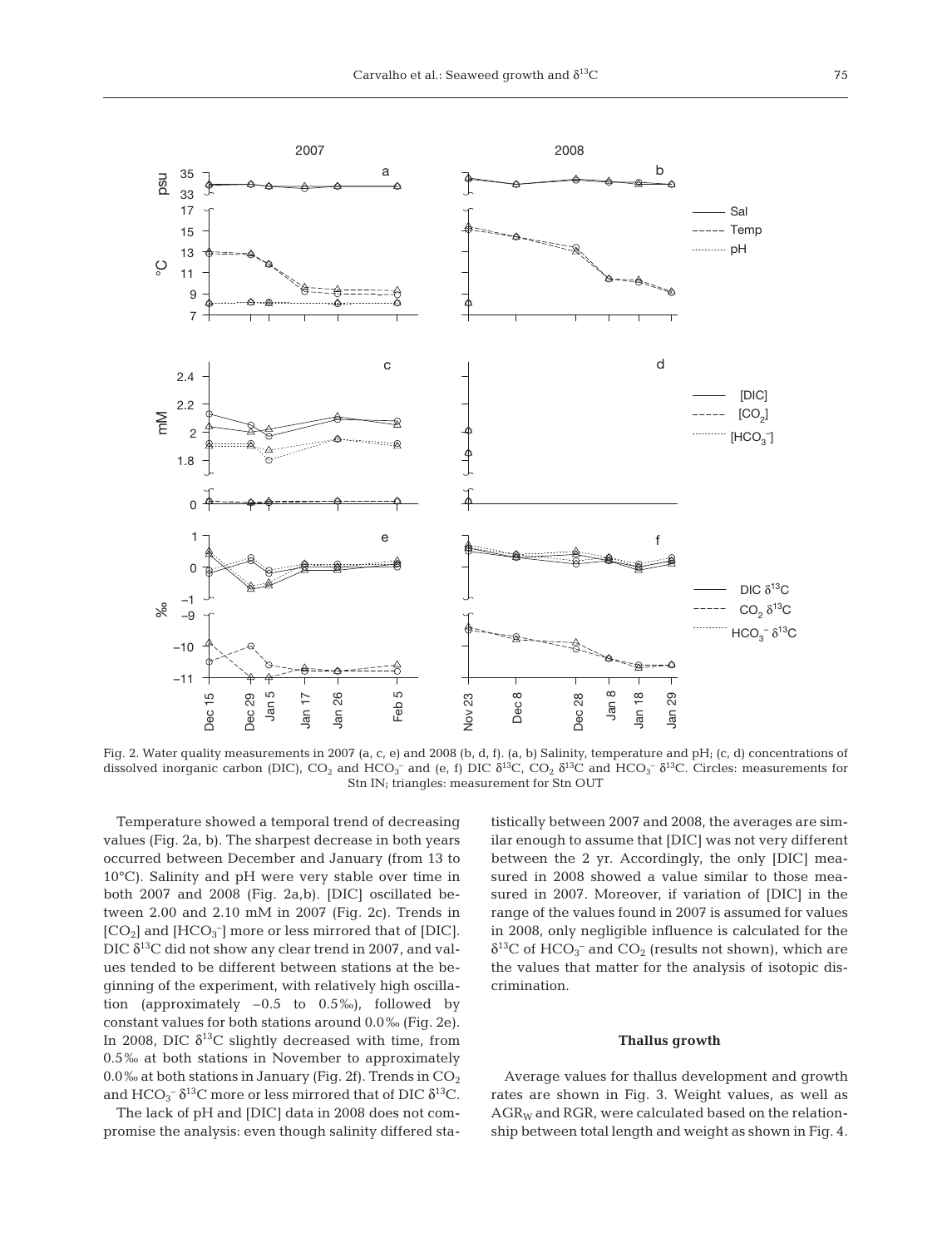Fig. 2. Water quality measurements in 2007 (a, c, e) and 2008 (b, d, f). (a, b) Salinity, temperature and pH; (c, d) concentrations of dissolved inorganic carbon (DIC), $CO_2$ and $HCO_3^-$ and (e, f) DIC $\delta^{13}C$, $CO_2$ $\delta^{13}C$ and $HCO_3^-$ $\delta^{13}C$. Circles: measurements for Stn IN; triangles: measurement for Stn OUT

Temperature showed a temporal trend of decreasing values (Fig. 2a, b). The sharpest decrease in both years occurred between December and January (from 13 to 10°C). Salinity and pH were very stable over time in both 2007 and 2008 (Fig. 2a,b). [DIC] oscillated between 2.00 and 2.10 mM in 2007 (Fig. 2c). Trends in [$CO_2$] and [$HCO_3^-$] more or less mirrored that of [DIC]. DIC $\delta^{13}C$ did not show any clear trend in 2007, and values tended to be different between stations at the beginning of the experiment, with relatively high oscillation (approximately –0.5 to 0.5‰), followed by constant values for both stations around 0.0‰ (Fig. 2e). In 2008, DIC $\delta^{13}C$ slightly decreased with time, from 0.5‰ at both stations in November to approximately 0.0‰ at both stations in January (Fig. 2f). Trends in $CO_2$ and $HCO_3^-$ $\delta^{13}C$ more or less mirrored that of DIC $\delta^{13}C$.

The lack of pH and [DIC] data in 2008 does not compromise the analysis: even though salinity differed statistically between 2007 and 2008, the averages are similar enough to assume that [DIC] was not very different between the 2 yr. Accordingly, the only [DIC] measured in 2008 showed a value similar to those measured in 2007. Moreover, if variation of [DIC] in the range of the values found in 2007 is assumed for values in 2008, only negligible influence is calculated for the $\delta^{13}C$ of $HCO_3^-$ and $CO_2$ (results not shown), which are the values that matter for the analysis of isotopic discrimination.

### Thallus growth

Average values for thallus development and growth rates are shown in Fig. 3. Weight values, as well as $AGR_W$ and RGR, were calculated based on the relationship between total length and weight as shown in Fig. 4.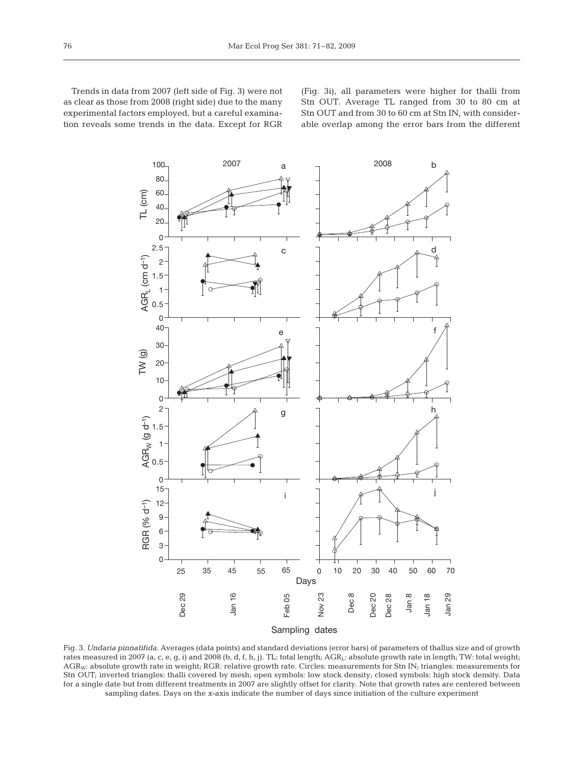Trends in data from 2007 (left side of Fig. 3) were not as clear as those from 2008 (right side) due to the many experimental factors employed, but a careful examination reveals some trends in the data. Except for RGR (Fig. 3i), all parameters were higher for thalli from Stn OUT. Average TL ranged from 30 to 80 cm at Stn OUT and from 30 to 60 cm at Stn IN, with considerable overlap among the error bars from the different

Fig. 3. *Undaria pinnatifida*. Averages (data points) and standard deviations (error bars) of parameters of thallus size and of growth rates measured in 2007 (a, c, e, g, i) and 2008 (b, d, f, h, j). TL: total length; $AGR_L$: absolute growth rate in length; TW: total weight; $AGR_W$: absolute growth rate in weight; RGR: relative growth rate. Circles: measurements for Stn IN; triangles: measurements for Stn OUT; inverted triangles: thalli covered by mesh; open symbols: low stock density; closed symbols: high stock density. Data for a single date but from different treatments in 2007 are slightly offset for clarity. Note that growth rates are centered between sampling dates. Days on the *x*-axis indicate the number of days since initiation of the culture experiment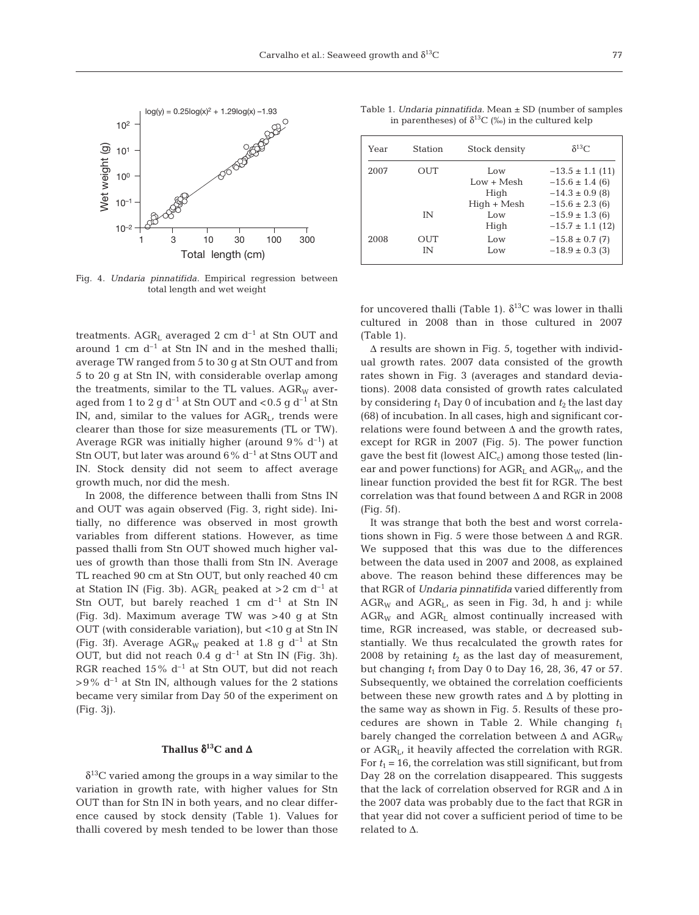Fig. 4. *Undaria pinnatifida*. Empirical regression between total length and wet weight

Table 1. *Undaria pinnatifida*. Mean ± SD (number of samples in parentheses) of $\delta^{13}C$ (‰) in the cultured kelp

| Year | Station | Stock density | $\delta^{13}C$ |
|---|---|---|---|
| 2007 | OUT | Low | −13.5 ± 1.1 (11) |
| | | Low + Mesh | −15.6 ± 1.4 (6) |
| | | High | −14.3 ± 0.9 (8) |
| | | High + Mesh | −15.6 ± 2.3 (6) |
| | IN | Low | −15.9 ± 1.3 (6) |
| | | High | −15.7 ± 1.1 (12) |
| 2008 | OUT | Low | −15.8 ± 0.7 (7) |
| | IN | Low | −18.9 ± 0.3 (3) |

treatments. $AGR_L$ averaged 2 cm $d^{-1}$ at Stn OUT and around 1 cm $d^{-1}$ at Stn IN and in the meshed thalli; average TW ranged from 5 to 30 g at Stn OUT and from 5 to 20 g at Stn IN, with considerable overlap among the treatments, similar to the TL values. $AGR_W$ averaged from 1 to 2 g $d^{-1}$ at Stn OUT and <0.5 g $d^{-1}$ at Stn IN, and, similar to the values for $AGR_L$, trends were clearer than those for size measurements (TL or TW). Average RGR was initially higher (around 9% $d^{-1}$) at Stn OUT, but later was around 6% $d^{-1}$ at Stns OUT and IN. Stock density did not seem to affect average growth much, nor did the mesh.

In 2008, the difference between thalli from Stns IN and OUT was again observed (Fig. 3, right side). Initially, no difference was observed in most growth variables from different stations. However, as time passed thalli from Stn OUT showed much higher values of growth than those thalli from Stn IN. Average TL reached 90 cm at Stn OUT, but only reached 40 cm at Station IN (Fig. 3b). $AGR_L$ peaked at >2 cm $d^{-1}$ at Stn OUT, but barely reached 1 cm $d^{-1}$ at Stn IN (Fig. 3d). Maximum average TW was >40 g at Stn OUT (with considerable variation), but <10 g at Stn IN (Fig. 3f). Average $AGR_W$ peaked at 1.8 g $d^{-1}$ at Stn OUT, but did not reach 0.4 g $d^{-1}$ at Stn IN (Fig. 3h). RGR reached 15% $d^{-1}$ at Stn OUT, but did not reach >9% $d^{-1}$ at Stn IN, although values for the 2 stations became very similar from Day 50 of the experiment on (Fig. 3j).

### Thallus $\delta^{13}C$ and $\Delta$

$\delta^{13}C$ varied among the groups in a way similar to the variation in growth rate, with higher values for Stn OUT than for Stn IN in both years, and no clear difference caused by stock density (Table 1). Values for thalli covered by mesh tended to be lower than those for uncovered thalli (Table 1). $\delta^{13}C$ was lower in thalli cultured in 2008 than in those cultured in 2007 (Table 1).

$\Delta$ results are shown in Fig. 5, together with individual growth rates. 2007 data consisted of the growth rates shown in Fig. 3 (averages and standard deviations). 2008 data consisted of growth rates calculated by considering $t_1$ Day 0 of incubation and $t_2$ the last day (68) of incubation. In all cases, high and significant correlations were found between $\Delta$ and the growth rates, except for RGR in 2007 (Fig. 5). The power function gave the best fit (lowest $AIC_c$) among those tested (linear and power functions) for $AGR_L$ and $AGR_W$, and the linear function provided the best fit for RGR. The best correlation was that found between $\Delta$ and RGR in 2008 (Fig. 5f).

It was strange that both the best and worst correlations shown in Fig. 5 were those between $\Delta$ and RGR. We supposed that this was due to the differences between the data used in 2007 and 2008, as explained above. The reason behind these differences may be that RGR of *Undaria pinnatifida* varied differently from $AGR_W$ and $AGR_L$, as seen in Fig. 3d, h and j: while $AGR_W$ and $AGR_L$ almost continually increased with time, RGR increased, was stable, or decreased substantially. We thus recalculated the growth rates for 2008 by retaining $t_2$ as the last day of measurement, but changing $t_1$ from Day 0 to Day 16, 28, 36, 47 or 57. Subsequently, we obtained the correlation coefficients between these new growth rates and $\Delta$ by plotting in the same way as shown in Fig. 5. Results of these procedures are shown in Table 2. While changing $t_1$ barely changed the correlation between $\Delta$ and $AGR_W$ or $AGR_L$, it heavily affected the correlation with RGR. For $t_1$ = 16, the correlation was still significant, but from Day 28 on the correlation disappeared. This suggests that the lack of correlation observed for RGR and $\Delta$ in the 2007 data was probably due to the fact that RGR in that year did not cover a sufficient period of time to be related to $\Delta$.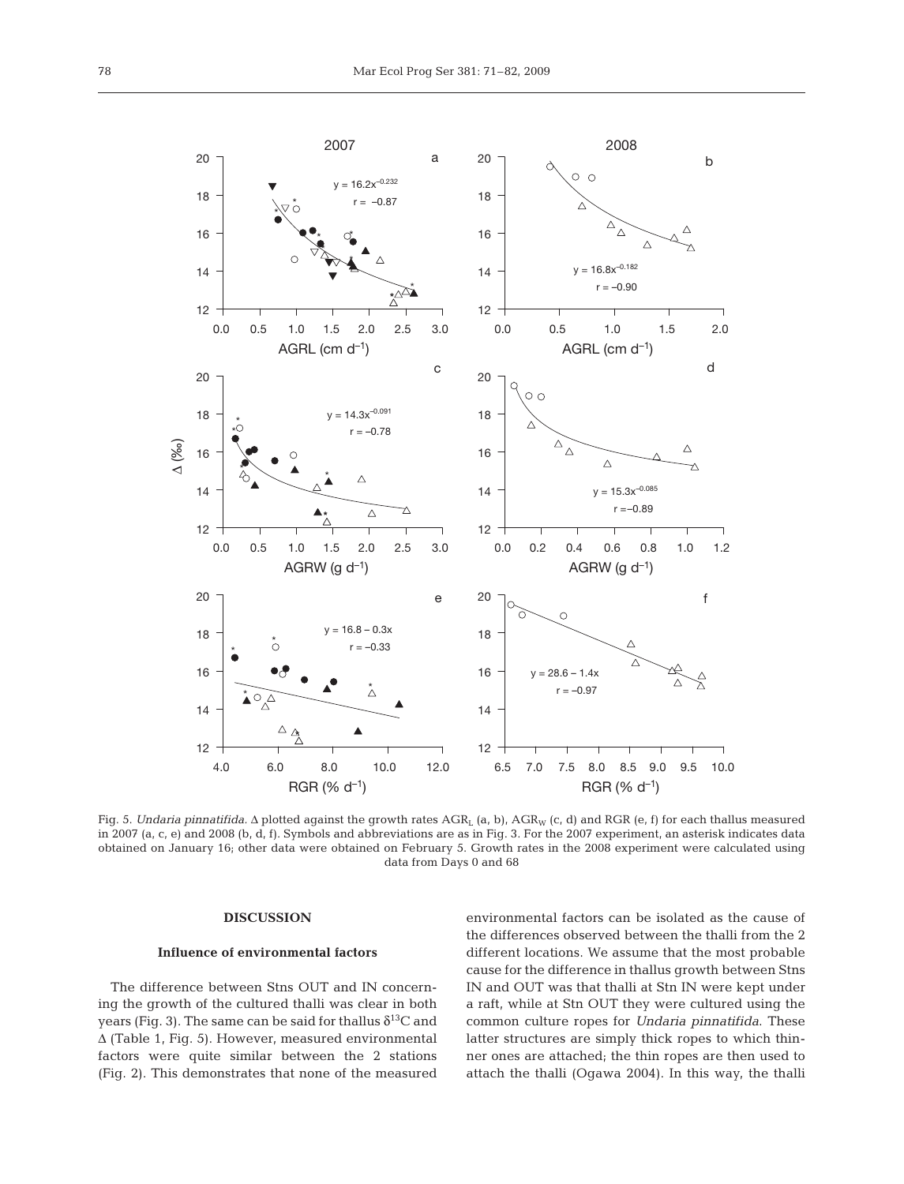Fig. 5. *Undaria pinnatifida*. Δ plotted against the growth rates $AGR_L$ (a, b), $AGR_W$ (c, d) and RGR (e, f) for each thallus measured in 2007 (a, c, e) and 2008 (b, d, f). Symbols and abbreviations are as in Fig. 3. For the 2007 experiment, an asterisk indicates data obtained on January 16; other data were obtained on February 5. Growth rates in the 2008 experiment were calculated using data from Days 0 and 68

## DISCUSSION

### Influence of environmental factors

The difference between Stns OUT and IN concerning the growth of the cultured thalli was clear in both years (Fig. 3). The same can be said for thallus $\delta^{13}C$ and Δ (Table 1, Fig. 5). However, measured environmental factors were quite similar between the 2 stations (Fig. 2). This demonstrates that none of the measured environmental factors can be isolated as the cause of the differences observed between the thalli from the 2 different locations. We assume that the most probable cause for the difference in thallus growth between Stns IN and OUT was that thalli at Stn IN were kept under a raft, while at Stn OUT they were cultured using the common culture ropes for *Undaria pinnatifida*. These latter structures are simply thick ropes to which thinner ones are attached; the thin ropes are then used to attach the thalli (Ogawa 2004). In this way, the thalli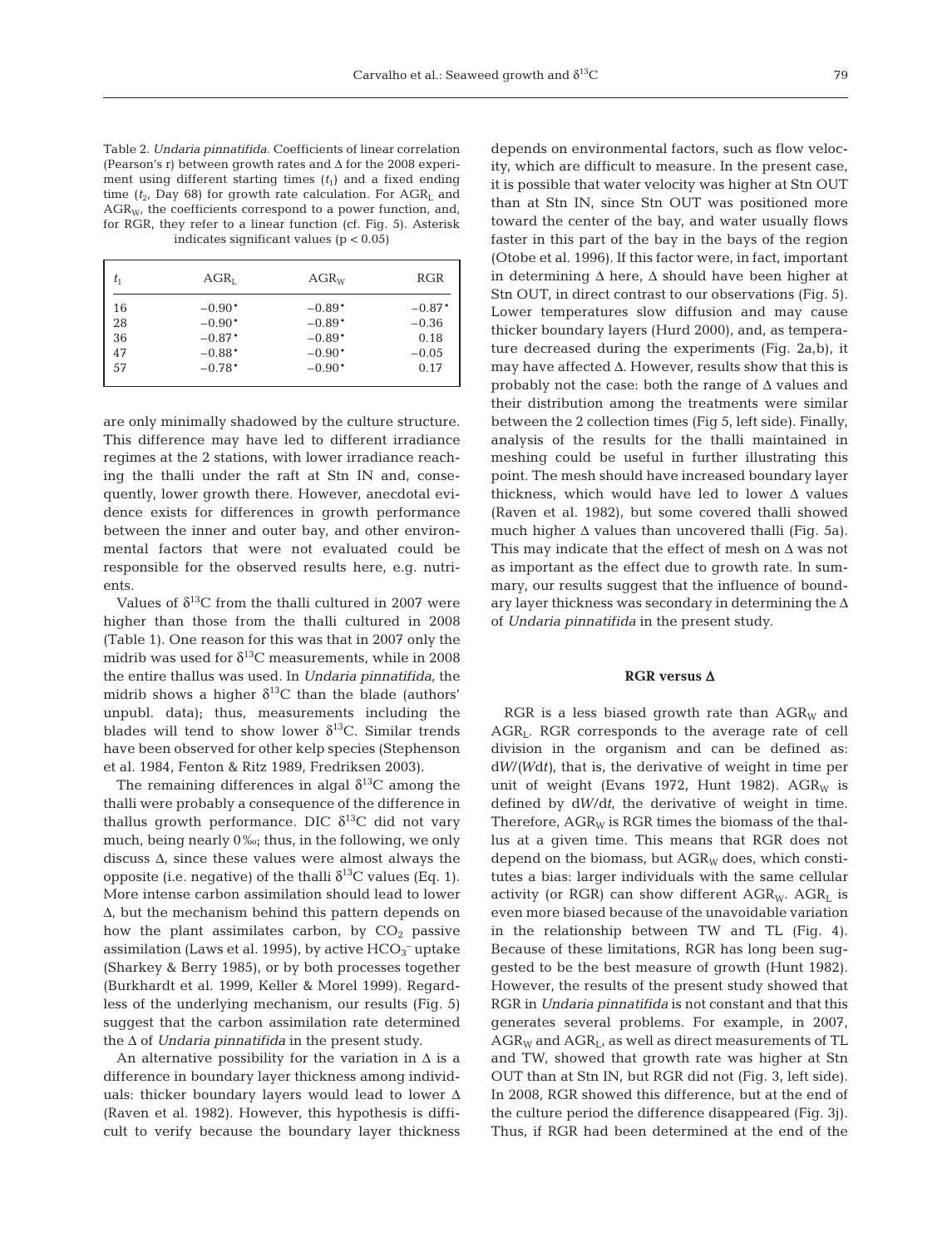Table 2. *Undaria pinnatifida*. Coefficients of linear correlation (Pearson's r) between growth rates and Δ for the 2008 experiment using different starting times ($t_1$) and a fixed ending time ($t_2$, Day 68) for growth rate calculation. For $AGR_L$ and $AGR_W$, the coefficients correspond to a power function, and, for RGR, they refer to a linear function (cf. Fig. 5). Asterisk indicates significant values ($p < 0.05$)

| $t_1$ | $AGR_L$ | $AGR_W$ | RGR |
|---|---|---|---|
| 16 | −0.90* | −0.89* | −0.87* |
| 28 | −0.90* | −0.89* | −0.36 |
| 36 | −0.87* | −0.89* | 0.18 |
| 47 | −0.88* | −0.90* | −0.05 |
| 57 | −0.78* | −0.90* | 0.17 |

are only minimally shadowed by the culture structure. This difference may have led to different irradiance regimes at the 2 stations, with lower irradiance reaching the thalli under the raft at Stn IN and, consequently, lower growth there. However, anecdotal evidence exists for differences in growth performance between the inner and outer bay, and other environmental factors that were not evaluated could be responsible for the observed results here, e.g. nutrients.

Values of $\delta^{13}C$ from the thalli cultured in 2007 were higher than those from the thalli cultured in 2008 (Table 1). One reason for this was that in 2007 only the midrib was used for $\delta^{13}C$ measurements, while in 2008 the entire thallus was used. In *Undaria pinnatifida*, the midrib shows a higher $\delta^{13}C$ than the blade (authors' unpubl. data); thus, measurements including the blades will tend to show lower $\delta^{13}C$. Similar trends have been observed for other kelp species (Stephenson et al. 1984, Fenton & Ritz 1989, Fredriksen 2003).

The remaining differences in algal $\delta^{13}C$ among the thalli were probably a consequence of the difference in thallus growth performance. DIC $\delta^{13}C$ did not vary much, being nearly 0‰; thus, in the following, we only discuss Δ, since these values were almost always the opposite (i.e. negative) of the thalli $\delta^{13}C$ values (Eq. 1). More intense carbon assimilation should lead to lower Δ, but the mechanism behind this pattern depends on how the plant assimilates carbon, by $CO_2$ passive assimilation (Laws et al. 1995), by active $HCO_3^-$ uptake (Sharkey & Berry 1985), or by both processes together (Burkhardt et al. 1999, Keller & Morel 1999). Regardless of the underlying mechanism, our results (Fig. 5) suggest that the carbon assimilation rate determined the Δ of *Undaria pinnatifida* in the present study.

An alternative possibility for the variation in Δ is a difference in boundary layer thickness among individuals: thicker boundary layers would lead to lower Δ (Raven et al. 1982). However, this hypothesis is difficult to verify because the boundary layer thickness depends on environmental factors, such as flow velocity, which are difficult to measure. In the present case, it is possible that water velocity was higher at Stn OUT than at Stn IN, since Stn OUT was positioned more toward the center of the bay, and water usually flows faster in this part of the bay in the bays of the region (Otobe et al. 1996). If this factor were, in fact, important in determining Δ here, Δ should have been higher at Stn OUT, in direct contrast to our observations (Fig. 5). Lower temperatures slow diffusion and may cause thicker boundary layers (Hurd 2000), and, as temperature decreased during the experiments (Fig. 2a,b), it may have affected Δ. However, results show that this is probably not the case: both the range of Δ values and their distribution among the treatments were similar between the 2 collection times (Fig 5, left side). Finally, analysis of the results for the thalli maintained in meshing could be useful in further illustrating this point. The mesh should have increased boundary layer thickness, which would have led to lower Δ values (Raven et al. 1982), but some covered thalli showed much higher Δ values than uncovered thalli (Fig. 5a). This may indicate that the effect of mesh on Δ was not as important as the effect due to growth rate. In summary, our results suggest that the influence of boundary layer thickness was secondary in determining the Δ of *Undaria pinnatifida* in the present study.

### RGR versus Δ

RGR is a less biased growth rate than $AGR_W$ and $AGR_L$. RGR corresponds to the average rate of cell division in the organism and can be defined as: $dW/(Wdt)$, that is, the derivative of weight in time per unit of weight (Evans 1972, Hunt 1982). $AGR_W$ is defined by $dW/dt$, the derivative of weight in time. Therefore, $AGR_W$ is RGR times the biomass of the thallus at a given time. This means that RGR does not depend on the biomass, but $AGR_W$ does, which constitutes a bias: larger individuals with the same cellular activity (or RGR) can show different $AGR_W$. $AGR_L$ is even more biased because of the unavoidable variation in the relationship between TW and TL (Fig. 4). Because of these limitations, RGR has long been suggested to be the best measure of growth (Hunt 1982). However, the results of the present study showed that RGR in *Undaria pinnatifida* is not constant and that this generates several problems. For example, in 2007, $AGR_W$ and $AGR_L$, as well as direct measurements of TL and TW, showed that growth rate was higher at Stn OUT than at Stn IN, but RGR did not (Fig. 3, left side). In 2008, RGR showed this difference, but at the end of the culture period the difference disappeared (Fig. 3j). Thus, if RGR had been determined at the end of the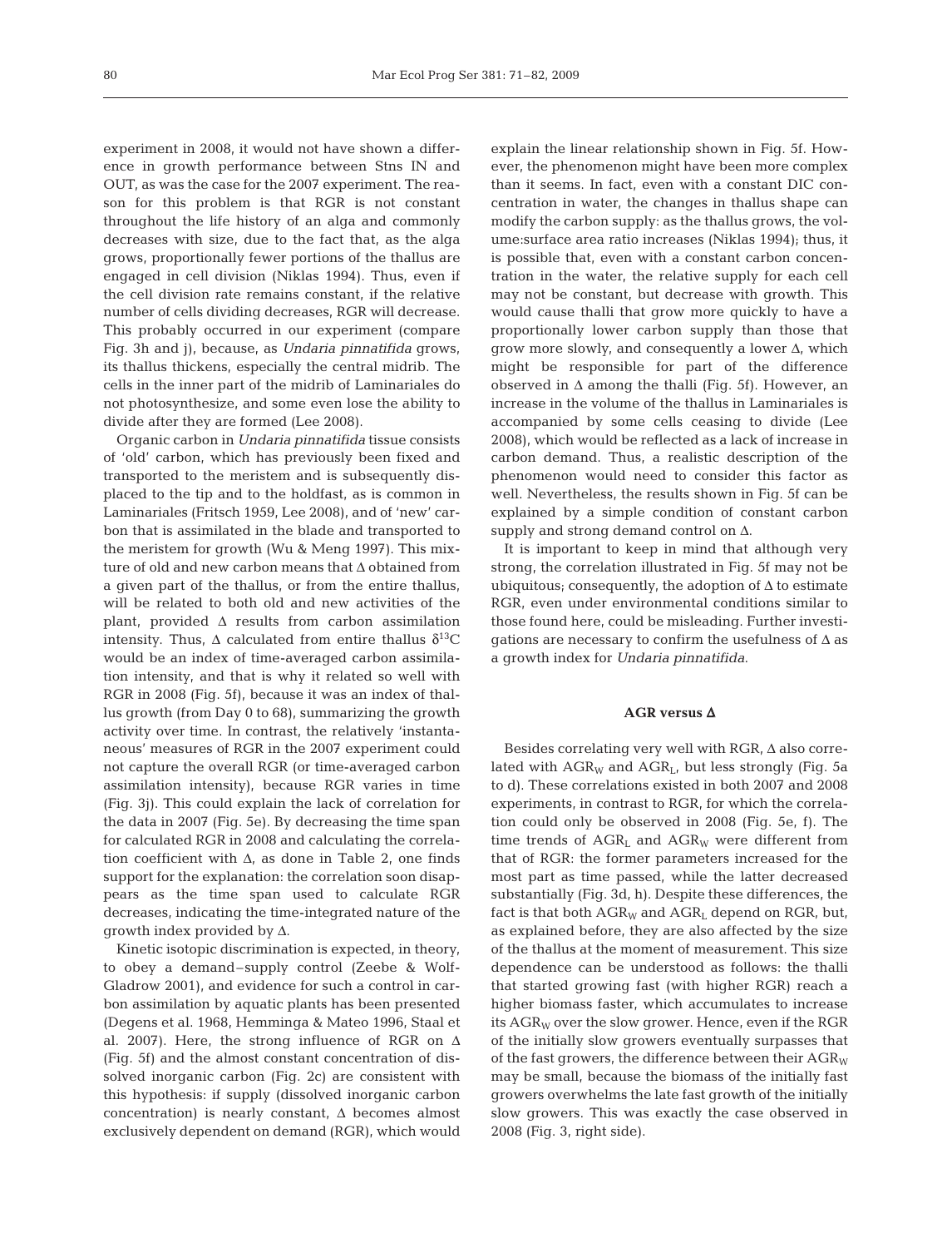experiment in 2008, it would not have shown a difference in growth performance between Stns IN and OUT, as was the case for the 2007 experiment. The reason for this problem is that RGR is not constant throughout the life history of an alga and commonly decreases with size, due to the fact that, as the alga grows, proportionally fewer portions of the thallus are engaged in cell division (Niklas 1994). Thus, even if the cell division rate remains constant, if the relative number of cells dividing decreases, RGR will decrease. This probably occurred in our experiment (compare Fig. 3h and j), because, as *Undaria pinnatifida* grows, its thallus thickens, especially the central midrib. The cells in the inner part of the midrib of Laminariales do not photosynthesize, and some even lose the ability to divide after they are formed (Lee 2008).

Organic carbon in *Undaria pinnatifida* tissue consists of 'old' carbon, which has previously been fixed and transported to the meristem and is subsequently displaced to the tip and to the holdfast, as is common in Laminariales (Fritsch 1959, Lee 2008), and of 'new' carbon that is assimilated in the blade and transported to the meristem for growth (Wu & Meng 1997). This mixture of old and new carbon means that $\Delta$ obtained from a given part of the thallus, or from the entire thallus, will be related to both old and new activities of the plant, provided $\Delta$ results from carbon assimilation intensity. Thus, $\Delta$ calculated from entire thallus $\delta^{13}C$ would be an index of time-averaged carbon assimilation intensity, and that is why it related so well with RGR in 2008 (Fig. 5f), because it was an index of thallus growth (from Day 0 to 68), summarizing the growth activity over time. In contrast, the relatively 'instantaneous' measures of RGR in the 2007 experiment could not capture the overall RGR (or time-averaged carbon assimilation intensity), because RGR varies in time (Fig. 3j). This could explain the lack of correlation for the data in 2007 (Fig. 5e). By decreasing the time span for calculated RGR in 2008 and calculating the correlation coefficient with $\Delta$, as done in Table 2, one finds support for the explanation: the correlation soon disappears as the time span used to calculate RGR decreases, indicating the time-integrated nature of the growth index provided by $\Delta$.

Kinetic isotopic discrimination is expected, in theory, to obey a demand–supply control (Zeebe & Wolf-Gladrow 2001), and evidence for such a control in carbon assimilation by aquatic plants has been presented (Degens et al. 1968, Hemminga & Mateo 1996, Staal et al. 2007). Here, the strong influence of RGR on $\Delta$ (Fig. 5f) and the almost constant concentration of dissolved inorganic carbon (Fig. 2c) are consistent with this hypothesis: if supply (dissolved inorganic carbon concentration) is nearly constant, $\Delta$ becomes almost exclusively dependent on demand (RGR), which would explain the linear relationship shown in Fig. 5f. However, the phenomenon might have been more complex than it seems. In fact, even with a constant DIC concentration in water, the changes in thallus shape can modify the carbon supply: as the thallus grows, the volume:surface area ratio increases (Niklas 1994); thus, it is possible that, even with a constant carbon concentration in the water, the relative supply for each cell may not be constant, but decrease with growth. This would cause thalli that grow more quickly to have a proportionally lower carbon supply than those that grow more slowly, and consequently a lower $\Delta$, which might be responsible for part of the difference observed in $\Delta$ among the thalli (Fig. 5f). However, an increase in the volume of the thallus in Laminariales is accompanied by some cells ceasing to divide (Lee 2008), which would be reflected as a lack of increase in carbon demand. Thus, a realistic description of the phenomenon would need to consider this factor as well. Nevertheless, the results shown in Fig. 5f can be explained by a simple condition of constant carbon supply and strong demand control on $\Delta$.

It is important to keep in mind that although very strong, the correlation illustrated in Fig. 5f may not be ubiquitous; consequently, the adoption of $\Delta$ to estimate RGR, even under environmental conditions similar to those found here, could be misleading. Further investigations are necessary to confirm the usefulness of $\Delta$ as a growth index for *Undaria pinnatifida*.

## AGR versus $\Delta$

Besides correlating very well with RGR, $\Delta$ also correlated with $AGR_W$ and $AGR_L$, but less strongly (Fig. 5a to d). These correlations existed in both 2007 and 2008 experiments, in contrast to RGR, for which the correlation could only be observed in 2008 (Fig. 5e, f). The time trends of $AGR_L$ and $AGR_W$ were different from that of RGR: the former parameters increased for the most part as time passed, while the latter decreased substantially (Fig. 3d, h). Despite these differences, the fact is that both $AGR_W$ and $AGR_L$ depend on RGR, but, as explained before, they are also affected by the size of the thallus at the moment of measurement. This size dependence can be understood as follows: the thalli that started growing fast (with higher RGR) reach a higher biomass faster, which accumulates to increase its $AGR_W$ over the slow grower. Hence, even if the RGR of the initially slow growers eventually surpasses that of the fast growers, the difference between their $AGR_W$ may be small, because the biomass of the initially fast growers overwhelms the late fast growth of the initially slow growers. This was exactly the case observed in 2008 (Fig. 3, right side).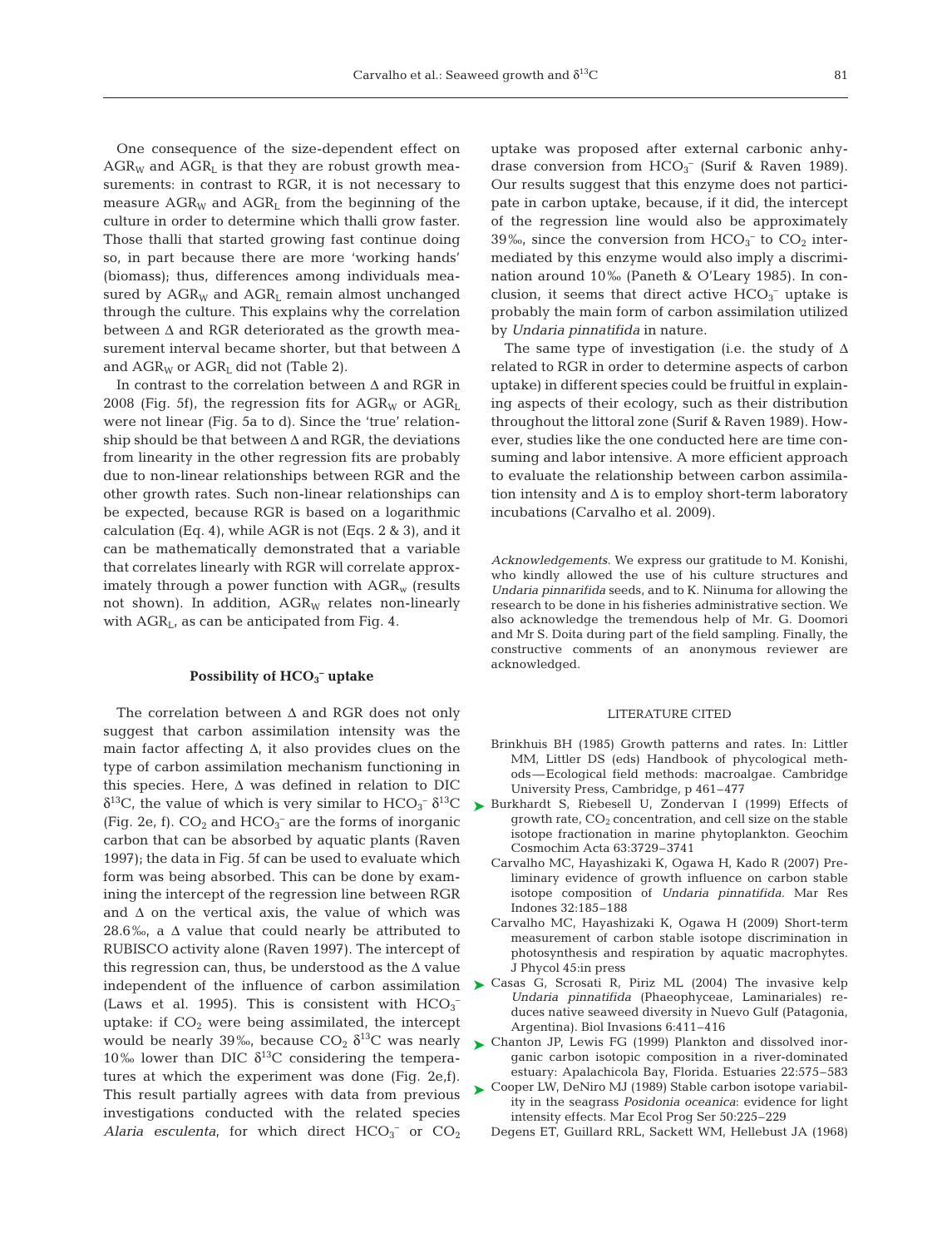One consequence of the size-dependent effect on $AGR_W$ and $AGR_L$ is that they are robust growth measurements: in contrast to RGR, it is not necessary to measure $AGR_W$ and $AGR_L$ from the beginning of the culture in order to determine which thalli grow faster. Those thalli that started growing fast continue doing so, in part because there are more 'working hands' (biomass); thus, differences among individuals measured by $AGR_W$ and $AGR_L$ remain almost unchanged through the culture. This explains why the correlation between Δ and RGR deteriorated as the growth measurement interval became shorter, but that between Δ and $AGR_W$ or $AGR_L$ did not (Table 2).

In contrast to the correlation between Δ and RGR in 2008 (Fig. 5f), the regression fits for $AGR_W$ or $AGR_L$ were not linear (Fig. 5a to d). Since the 'true' relationship should be that between Δ and RGR, the deviations from linearity in the other regression fits are probably due to non-linear relationships between RGR and the other growth rates. Such non-linear relationships can be expected, because RGR is based on a logarithmic calculation (Eq. 4), while AGR is not (Eqs. 2 & 3), and it can be mathematically demonstrated that a variable that correlates linearly with RGR will correlate approximately through a power function with $AGR_w$ (results not shown). In addition, $AGR_W$ relates non-linearly with $AGR_L$, as can be anticipated from Fig. 4.

### Possibility of $HCO_3^-$ uptake

The correlation between Δ and RGR does not only suggest that carbon assimilation intensity was the main factor affecting Δ, it also provides clues on the type of carbon assimilation mechanism functioning in this species. Here, Δ was defined in relation to DIC $\delta^{13}C$, the value of which is very similar to $HCO_3^-$ $\delta^{13}C$ (Fig. 2e, f). $CO_2$ and $HCO_3^-$ are the forms of inorganic carbon that can be absorbed by aquatic plants (Raven 1997); the data in Fig. 5f can be used to evaluate which form was being absorbed. This can be done by examining the intercept of the regression line between RGR and Δ on the vertical axis, the value of which was 28.6‰, a Δ value that could nearly be attributed to RUBISCO activity alone (Raven 1997). The intercept of this regression can, thus, be understood as the Δ value independent of the influence of carbon assimilation (Laws et al. 1995). This is consistent with $HCO_3^-$ uptake: if $CO_2$ were being assimilated, the intercept would be nearly 39‰, because $CO_2$ $\delta^{13}C$ was nearly 10‰ lower than DIC $\delta^{13}C$ considering the temperatures at which the experiment was done (Fig. 2e,f). This result partially agrees with data from previous investigations conducted with the related species *Alaria esculenta*, for which direct $HCO_3^-$ or $CO_2$ uptake was proposed after external carbonic anhydrase conversion from $HCO_3^-$ (Surif & Raven 1989). Our results suggest that this enzyme does not participate in carbon uptake, because, if it did, the intercept of the regression line would also be approximately 39‰, since the conversion from $HCO_3^-$ to $CO_2$ intermediated by this enzyme would also imply a discrimination around 10‰ (Paneth & O'Leary 1985). In conclusion, it seems that direct active $HCO_3^-$ uptake is probably the main form of carbon assimilation utilized by *Undaria pinnatifida* in nature.

The same type of investigation (i.e. the study of Δ related to RGR in order to determine aspects of carbon uptake) in different species could be fruitful in explaining aspects of their ecology, such as their distribution throughout the littoral zone (Surif & Raven 1989). However, studies like the one conducted here are time consuming and labor intensive. A more efficient approach to evaluate the relationship between carbon assimilation intensity and Δ is to employ short-term laboratory incubations (Carvalho et al. 2009).

*Acknowledgements.* We express our gratitude to M. Konishi, who kindly allowed the use of his culture structures and *Undaria pinnarifida* seeds, and to K. Niinuma for allowing the research to be done in his fisheries administrative section. We also acknowledge the tremendous help of Mr. G. Doomori and Mr S. Doita during part of the field sampling. Finally, the constructive comments of an anonymous reviewer are acknowledged.

## LITERATURE CITED

- Brinkhuis BH (1985) Growth patterns and rates. In: Littler MM, Littler DS (eds) Handbook of phycological methods—Ecological field methods: macroalgae. Cambridge University Press, Cambridge, p 461–477
- Burkhardt S, Riebesell U, Zondervan I (1999) Effects of growth rate, $CO_2$ concentration, and cell size on the stable isotope fractionation in marine phytoplankton. Geochim Cosmochim Acta 63:3729–3741
- Carvalho MC, Hayashizaki K, Ogawa H, Kado R (2007) Preliminary evidence of growth influence on carbon stable isotope composition of *Undaria pinnatifida*. Mar Res Indones 32:185–188
- Carvalho MC, Hayashizaki K, Ogawa H (2009) Short-term measurement of carbon stable isotope discrimination in photosynthesis and respiration by aquatic macrophytes. J Phycol 45:in press
- Casas G, Scrosati R, Piriz ML (2004) The invasive kelp *Undaria pinnatifida* (Phaeophyceae, Laminariales) reduces native seaweed diversity in Nuevo Gulf (Patagonia, Argentina). Biol Invasions 6:411–416
- Chanton JP, Lewis FG (1999) Plankton and dissolved inorganic carbon isotopic composition in a river-dominated estuary: Apalachicola Bay, Florida. Estuaries 22:575–583
- Cooper LW, DeNiro MJ (1989) Stable carbon isotope variability in the seagrass *Posidonia oceanica*: evidence for light intensity effects. Mar Ecol Prog Ser 50:225–229
- Degens ET, Guillard RRL, Sackett WM, Hellebust JA (1968)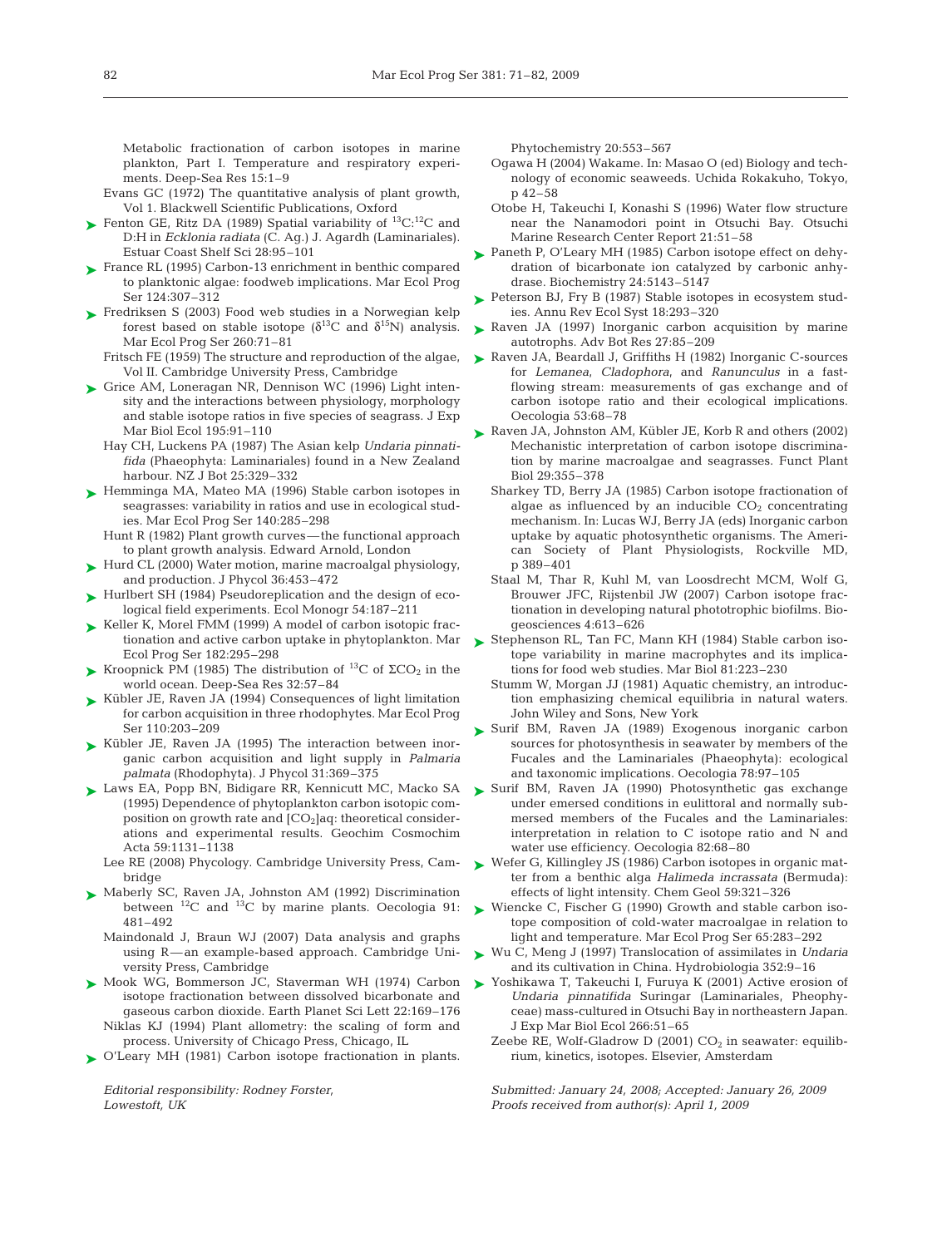Metabolic fractionation of carbon isotopes in marine plankton, Part I. Temperature and respiratory experiments. Deep-Sea Res 15:1–9

Evans GC (1972) The quantitative analysis of plant growth, Vol 1. Blackwell Scientific Publications, Oxford

Fenton GE, Ritz DA (1989) Spatial variability of $^{13}C$:$^{12}C$ and D:H in *Ecklonia radiata* (C. Ag.) J. Agardh (Laminariales). Estuar Coast Shelf Sci 28:95–101

France RL (1995) Carbon-13 enrichment in benthic compared to planktonic algae: foodweb implications. Mar Ecol Prog Ser 124:307–312

Fredriksen S (2003) Food web studies in a Norwegian kelp forest based on stable isotope ($\delta^{13}C$ and $\delta^{15}N$) analysis. Mar Ecol Prog Ser 260:71–81

Fritsch FE (1959) The structure and reproduction of the algae, Vol II. Cambridge University Press, Cambridge

Grice AM, Loneragan NR, Dennison WC (1996) Light intensity and the interactions between physiology, morphology and stable isotope ratios in five species of seagrass. J Exp Mar Biol Ecol 195:91–110

Hay CH, Luckens PA (1987) The Asian kelp *Undaria pinnatifida* (Phaeophyta: Laminariales) found in a New Zealand harbour. NZ J Bot 25:329–332

Hemminga MA, Mateo MA (1996) Stable carbon isotopes in seagrasses: variability in ratios and use in ecological studies. Mar Ecol Prog Ser 140:285–298

Hunt R (1982) Plant growth curves—the functional approach to plant growth analysis. Edward Arnold, London

Hurd CL (2000) Water motion, marine macroalgal physiology, and production. J Phycol 36:453–472

Hurlbert SH (1984) Pseudoreplication and the design of ecological field experiments. Ecol Monogr 54:187–211

Keller K, Morel FMM (1999) A model of carbon isotopic fractionation and active carbon uptake in phytoplankton. Mar Ecol Prog Ser 182:295–298

Kroopnick PM (1985) The distribution of $^{13}C$ of $\Sigma CO_2$ in the world ocean. Deep-Sea Res 32:57–84

Kübler JE, Raven JA (1994) Consequences of light limitation for carbon acquisition in three rhodophytes. Mar Ecol Prog Ser 110:203–209

Kübler JE, Raven JA (1995) The interaction between inorganic carbon acquisition and light supply in *Palmaria palmata* (Rhodophyta). J Phycol 31:369–375

Laws EA, Popp BN, Bidigare RR, Kennicutt MC, Macko SA (1995) Dependence of phytoplankton carbon isotopic composition on growth rate and $[CO_2]$aq: theoretical considerations and experimental results. Geochim Cosmochim Acta 59:1131–1138

Lee RE (2008) Phycology. Cambridge University Press, Cambridge

Maberly SC, Raven JA, Johnston AM (1992) Discrimination between $^{12}C$ and $^{13}C$ by marine plants. Oecologia 91: 481–492

Maindonald J, Braun WJ (2007) Data analysis and graphs using R—an example-based approach. Cambridge University Press, Cambridge

Mook WG, Bommerson JC, Staverman WH (1974) Carbon isotope fractionation between dissolved bicarbonate and gaseous carbon dioxide. Earth Planet Sci Lett 22:169–176

Niklas KJ (1994) Plant allometry: the scaling of form and process. University of Chicago Press, Chicago, IL

O'Leary MH (1981) Carbon isotope fractionation in plants. Phytochemistry 20:553–567

Ogawa H (2004) Wakame. In: Masao O (ed) Biology and technology of economic seaweeds. Uchida Rokakuho, Tokyo, p 42–58

Otobe H, Takeuchi I, Konashi S (1996) Water flow structure near the Nanamodori point in Otsuchi Bay. Otsuchi Marine Research Center Report 21:51–58

Paneth P, O'Leary MH (1985) Carbon isotope effect on dehydration of bicarbonate ion catalyzed by carbonic anhydrase. Biochemistry 24:5143–5147

Peterson BJ, Fry B (1987) Stable isotopes in ecosystem studies. Annu Rev Ecol Syst 18:293–320

Raven JA (1997) Inorganic carbon acquisition by marine autotrophs. Adv Bot Res 27:85–209

Raven JA, Beardall J, Griffiths H (1982) Inorganic C-sources for *Lemanea*, *Cladophora*, and *Ranunculus* in a fast-flowing stream: measurements of gas exchange and of carbon isotope ratio and their ecological implications. Oecologia 53:68–78

Raven JA, Johnston AM, Kübler JE, Korb R and others (2002) Mechanistic interpretation of carbon isotope discrimination by marine macroalgae and seagrasses. Funct Plant Biol 29:355–378

Sharkey TD, Berry JA (1985) Carbon isotope fractionation of algae as influenced by an inducible $CO_2$ concentrating mechanism. In: Lucas WJ, Berry JA (eds) Inorganic carbon uptake by aquatic photosynthetic organisms. The American Society of Plant Physiologists, Rockville MD, p 389–401

Staal M, Thar R, Kuhl M, van Loosdrecht MCM, Wolf G, Brouwer JFC, Rijstenbil JW (2007) Carbon isotope fractionation in developing natural phototrophic biofilms. Biogeosciences 4:613–626

Stephenson RL, Tan FC, Mann KH (1984) Stable carbon isotope variability in marine macrophytes and its implications for food web studies. Mar Biol 81:223–230

Stumm W, Morgan JJ (1981) Aquatic chemistry, an introduction emphasizing chemical equilibria in natural waters. John Wiley and Sons, New York

Surif BM, Raven JA (1989) Exogenous inorganic carbon sources for photosynthesis in seawater by members of the Fucales and the Laminariales (Phaeophyta): ecological and taxonomic implications. Oecologia 78:97–105

Surif BM, Raven JA (1990) Photosynthetic gas exchange under emersed conditions in eulittoral and normally submersed members of the Fucales and the Laminariales: interpretation in relation to C isotope ratio and N and water use efficiency. Oecologia 82:68–80

Wefer G, Killingley JS (1986) Carbon isotopes in organic matter from a benthic alga *Halimeda incrassata* (Bermuda): effects of light intensity. Chem Geol 59:321–326

Wiencke C, Fischer G (1990) Growth and stable carbon isotope composition of cold-water macroalgae in relation to light and temperature. Mar Ecol Prog Ser 65:283–292

Wu C, Meng J (1997) Translocation of assimilates in *Undaria* and its cultivation in China. Hydrobiologia 352:9–16

Yoshikawa T, Takeuchi I, Furuya K (2001) Active erosion of *Undaria pinnatifida* Suringar (Laminariales, Pheophyceae) mass-cultured in Otsuchi Bay in northeastern Japan. J Exp Mar Biol Ecol 266:51–65

Zeebe RE, Wolf-Gladrow D (2001) $CO_2$ in seawater: equilibrium, kinetics, isotopes. Elsevier, Amsterdam

*Editorial responsibility: Rodney Forster, Lowestoft, UK*

*Submitted: January 24, 2008; Accepted: January 26, 2009*
*Proofs received from author(s): April 1, 2009*